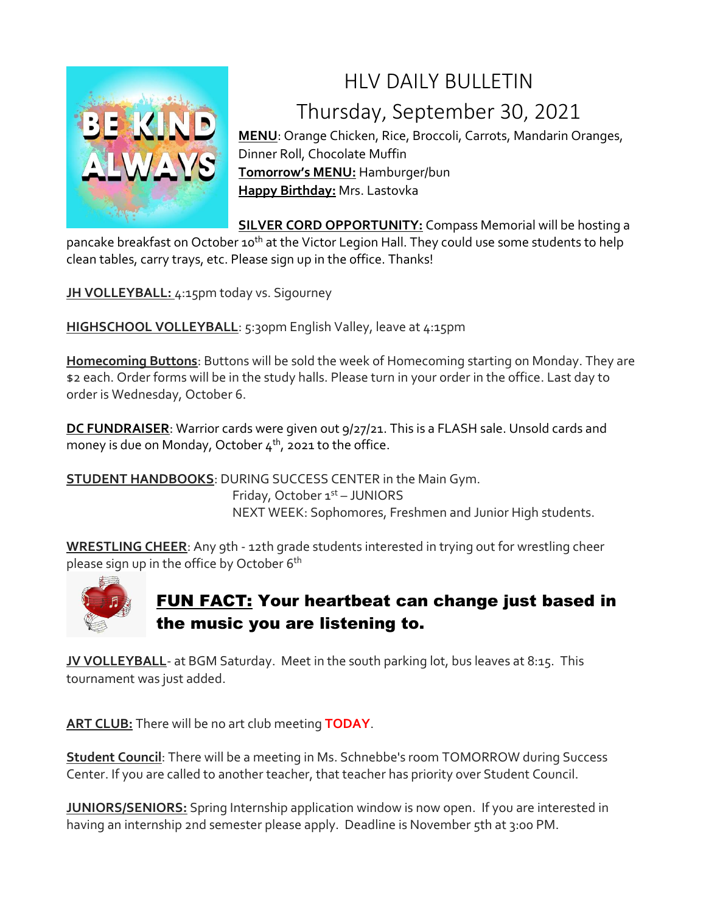# HLV DAILY BULLETIN

## Thursday, September 30, 2021

**MENU**: Orange Chicken, Rice, Broccoli, Carrots, Mandarin Oranges, Dinner Roll, Chocolate Muffin

**Tomorrow's MENU:** Hamburger/bun

**Happy Birthday:** Mrs. Lastovka

**SILVER CORD OPPORTUNITY:** Compass Memorial will be hosting a pancake breakfast on October 10th at the Victor Legion Hall. They could use some students to help clean tables, carry trays, etc. Please sign up in the office. Thanks!

**JH VOLLEYBALL:** 4:15pm today vs. Sigourney

**HIGHSCHOOL VOLLEYBALL**: 5:30pm English Valley, leave at 4:15pm

**Homecoming Buttons**: Buttons will be sold the week of Homecoming starting on Monday. They are $2 each. Order forms will be in the study halls. Please turn in your order in the office. Last day to order is Wednesday, October 6.

**DC FUNDRAISER**: Warrior cards were given out 9/27/21. This is a FLASH sale. Unsold cards and money is due on Monday, October 4th, 2021 to the office.

**STUDENT HANDBOOKS**: DURING SUCCESS CENTER in the Main Gym.
Friday, October 1st – JUNIORS
NEXT WEEK: Sophomores, Freshmen and Junior High students.

**WRESTLING CHEER**: Any 9th - 12th grade students interested in trying out for wrestling cheer please sign up in the office by October 6th

## FUN FACT: Your heartbeat can change just based in the music you are listening to.

**JV VOLLEYBALL**- at BGM Saturday. Meet in the south parking lot, bus leaves at 8:15. This tournament was just added.

**ART CLUB:** There will be no art club meeting **TODAY**.

**Student Council**: There will be a meeting in Ms. Schnebbe's room TOMORROW during Success Center. If you are called to another teacher, that teacher has priority over Student Council.

**JUNIORS/SENIORS:** Spring Internship application window is now open. If you are interested in having an internship 2nd semester please apply. Deadline is November 5th at 3:00 PM.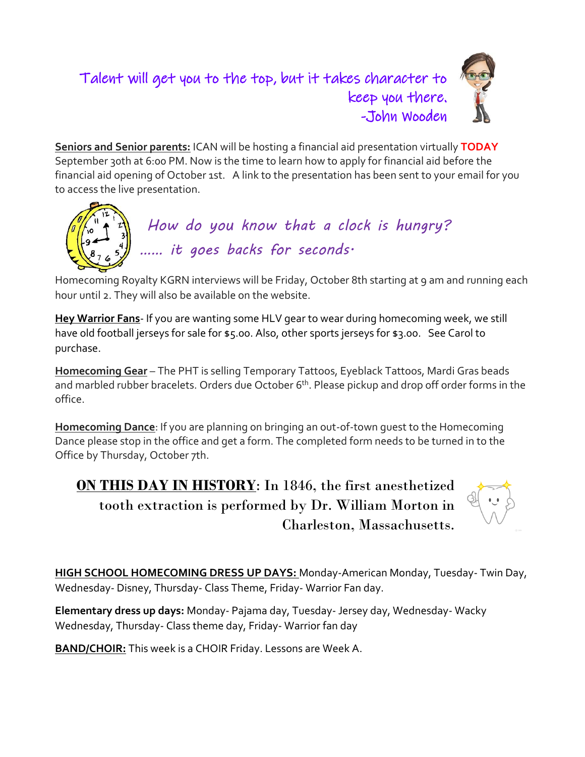*Talent will get you to the top, but it takes character to keep you there.*
*-John Wooden*

**Seniors and Senior parents:** ICAN will be hosting a financial aid presentation virtually **TODAY** September 30th at 6:00 PM. Now is the time to learn how to apply for financial aid before the financial aid opening of October 1st. A link to the presentation has been sent to your email for you to access the live presentation.

*How do you know that a clock is hungry?*
*...... it goes backs for seconds.*

Homecoming Royalty KGRN interviews will be Friday, October 8th starting at 9 am and running each hour until 2. They will also be available on the website.

**Hey Warrior Fans**- If you are wanting some HLV gear to wear during homecoming week, we still have old football jerseys for sale for $5.00. Also, other sports jerseys for $3.00. See Carol to purchase.

**Homecoming Gear** – The PHT is selling Temporary Tattoos, Eyeblack Tattoos, Mardi Gras beads and marbled rubber bracelets. Orders due October 6th. Please pickup and drop off order forms in the office.

**Homecoming Dance**: If you are planning on bringing an out-of-town guest to the Homecoming Dance please stop in the office and get a form. The completed form needs to be turned in to the Office by Thursday, October 7th.

**ON THIS DAY IN HISTORY**: In 1846, the first anesthetized tooth extraction is performed by Dr. William Morton in Charleston, Massachusetts.

**HIGH SCHOOL HOMECOMING DRESS UP DAYS:** Monday-American Monday, Tuesday- Twin Day, Wednesday- Disney, Thursday- Class Theme, Friday- Warrior Fan day.

**Elementary dress up days:** Monday- Pajama day, Tuesday- Jersey day, Wednesday- Wacky Wednesday, Thursday- Class theme day, Friday- Warrior fan day

**BAND/CHOIR:** This week is a CHOIR Friday. Lessons are Week A.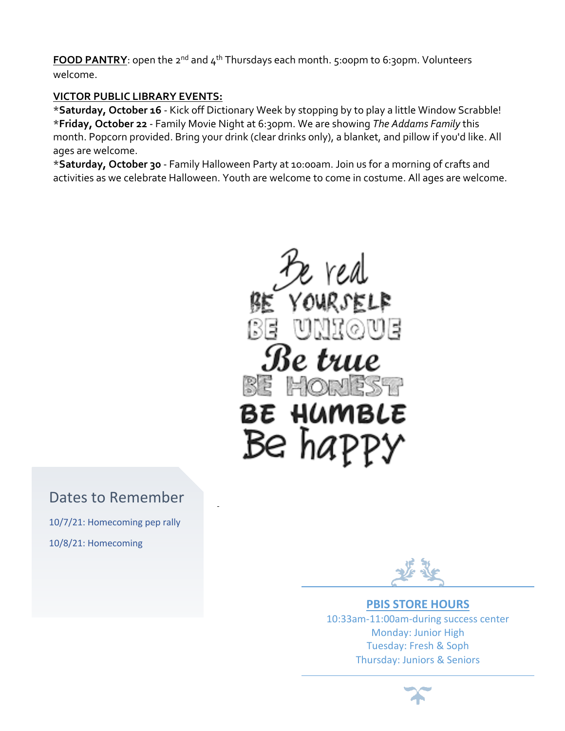**FOOD PANTRY**: open the 2nd and 4th Thursdays each month. 5:00pm to 6:30pm. Volunteers welcome.

**VICTOR PUBLIC LIBRARY EVENTS:**

*__Saturday, October 16__ - Kick off Dictionary Week by stopping by to play a little Window Scrabble!

*__Friday, October 22__ - Family Movie Night at 6:30pm. We are showing *The Addams Family* this month. Popcorn provided. Bring your drink (clear drinks only), a blanket, and pillow if you'd like. All ages are welcome.

*__Saturday, October 30__ - Family Halloween Party at 10:00am. Join us for a morning of crafts and activities as we celebrate Halloween. Youth are welcome to come in costume. All ages are welcome.

Be real
BE YOURSELF
BE UNIQUE
Be true
BE HONEST
BE HUMBLE
Be happy

## Dates to Remember

10/7/21: Homecoming pep rally

10/8/21: Homecoming

**PBIS STORE HOURS**

10:33am-11:00am-during success center

Monday: Junior High

Tuesday: Fresh & Soph

Thursday: Juniors & Seniors